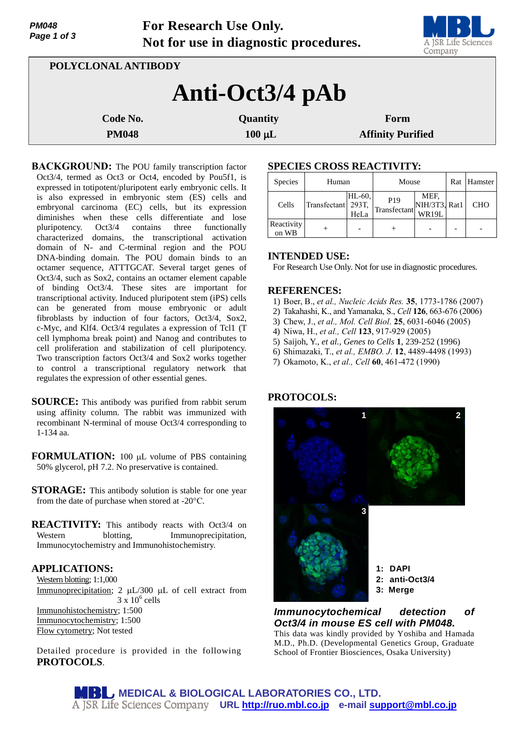**For Research Use Only.**
**Not for use in diagnostic procedures.**

POLYCLONAL ANTIBODY

# Anti-Oct3/4 pAb

| Code No. | Quantity | Form |
|---|---|---|
| PM048 | 100 µL | Affinity Purified |

**BACKGROUND:** The POU family transcription factor Oct3/4, termed as Oct3 or Oct4, encoded by Pou5f1, is expressed in totipotent/pluripotent early embryonic cells. It is also expressed in embryonic stem (ES) cells and embryonal carcinoma (EC) cells, but its expression diminishes when these cells differentiate and lose pluripotency. Oct3/4 contains three functionally characterized domains, the transcriptional activation domain of N- and C-terminal region and the POU DNA-binding domain. The POU domain binds to an octamer sequence, ATTTGCAT. Several target genes of Oct3/4, such as Sox2, contain an octamer element capable of binding Oct3/4. These sites are important for transcriptional activity. Induced pluripotent stem (iPS) cells can be generated from mouse embryonic or adult fibroblasts by induction of four factors, Oct3/4, Sox2, c-Myc, and Klf4. Oct3/4 regulates a expression of Tcl1 (T cell lymphoma break point) and Nanog and contributes to cell proliferation and stabilization of cell pluripotency. Two transcription factors Oct3/4 and Sox2 works together to control a transcriptional regulatory network that regulates the expression of other essential genes.

**SOURCE:** This antibody was purified from rabbit serum using affinity column. The rabbit was immunized with recombinant N-terminal of mouse Oct3/4 corresponding to 1-134 aa.

**FORMULATION:** 100 µL volume of PBS containing 50% glycerol, pH 7.2. No preservative is contained.

**STORAGE:** This antibody solution is stable for one year from the date of purchase when stored at -20°C.

**REACTIVITY:** This antibody reacts with Oct3/4 on Western blotting, Immunoprecipitation, Immunocytochemistry and Immunohistochemistry.

**APPLICATIONS:**

Western blotting; 1:1,000
Immunoprecipitation; 2 µL/300 µL of cell extract from $3 \times 10^6$ cells
Immunohistochemistry; 1:500
Immunocytochemistry; 1:500
Flow cytometry; Not tested

Detailed procedure is provided in the following **PROTOCOLS**.

**SPECIES CROSS REACTIVITY:**

| Species | Human | | Mouse | | Rat | Hamster |
|---|---|---|---|---|---|---|
| Cells | Transfectant | HL-60, 293T, HeLa | P19 Transfectant | MEF, NIH/3T3, WR19L | Rat1 | CHO |
| Reactivity on WB | + | - | + | - | - | - |

**INTENDED USE:**

For Research Use Only. Not for use in diagnostic procedures.

**REFERENCES:**

1) Boer, B., *et al., Nucleic Acids Res.* **35**, 1773-1786 (2007)
2) Takahashi, K., and Yamanaka, S., *Cell* **126**, 663-676 (2006)
3) Chew, J., *et al., Mol. Cell Biol.* **25**, 6031-6046 (2005)
4) Niwa, H., *et al., Cell* **123**, 917-929 (2005)
5) Saijoh, Y., *et al., Genes to Cells* **1**, 239-252 (1996)
6) Shimazaki, T., *et al., EMBO. J.* **12**, 4489-4498 (1993)
7) Okamoto, K., *et al., Cell* **60**, 461-472 (1990)

**PROTOCOLS:**

1: DAPI
2: anti-Oct3/4
3: Merge

***Immunocytochemical detection of Oct3/4 in mouse ES cell with PM048.***
This data was kindly provided by Yoshiba and Hamada M.D., Ph.D. (Developmental Genetics Group, Graduate School of Frontier Biosciences, Osaka University)

MEDICAL & BIOLOGICAL LABORATORIES CO., LTD.
A JSR Life Sciences Company URL http://ruo.mbl.co.jp e-mail support@mbl.co.jp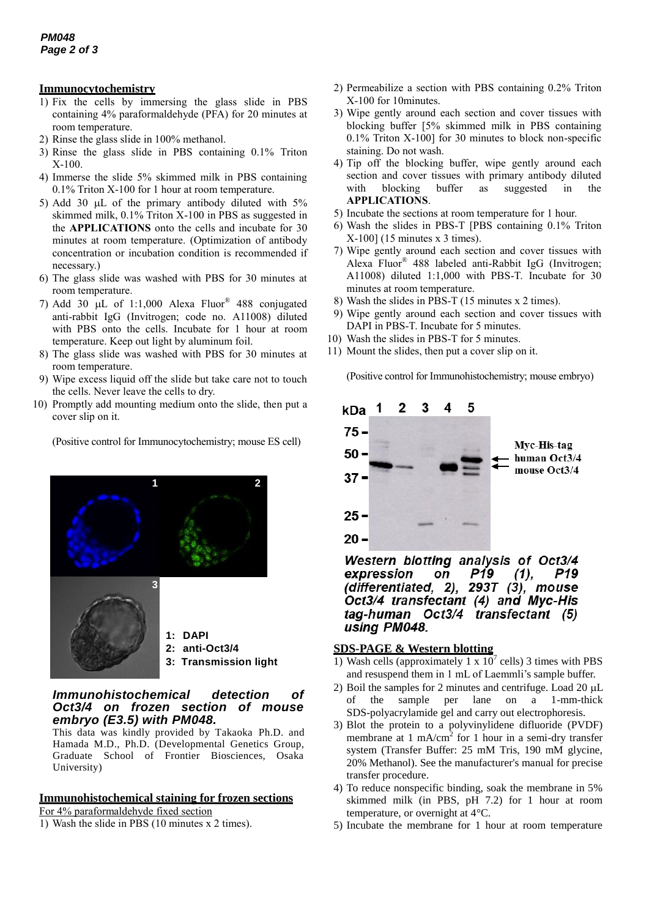## Immunocytochemistry

1) Fix the cells by immersing the glass slide in PBS containing 4% paraformaldehyde (PFA) for 20 minutes at room temperature.
2) Rinse the glass slide in 100% methanol.
3) Rinse the glass slide in PBS containing 0.1% Triton X-100.
4) Immerse the slide 5% skimmed milk in PBS containing 0.1% Triton X-100 for 1 hour at room temperature.
5) Add 30 µL of the primary antibody diluted with 5% skimmed milk, 0.1% Triton X-100 in PBS as suggested in the **APPLICATIONS** onto the cells and incubate for 30 minutes at room temperature. (Optimization of antibody concentration or incubation condition is recommended if necessary.)
6) The glass slide was washed with PBS for 30 minutes at room temperature.
7) Add 30 µL of 1:1,000 Alexa Fluor® 488 conjugated anti-rabbit IgG (Invitrogen; code no. A11008) diluted with PBS onto the cells. Incubate for 1 hour at room temperature. Keep out light by aluminum foil.
8) The glass slide was washed with PBS for 30 minutes at room temperature.
9) Wipe excess liquid off the slide but take care not to touch the cells. Never leave the cells to dry.
10) Promptly add mounting medium onto the slide, then put a cover slip on it.

(Positive control for Immunocytochemistry; mouse ES cell)

1: DAPI
2: anti-Oct3/4
3: Transmission light

***Immunohistochemical detection of Oct3/4 on frozen section of mouse embryo (E3.5) with PM048.***

This data was kindly provided by Takaoka Ph.D. and Hamada M.D., Ph.D. (Developmental Genetics Group, Graduate School of Frontier Biosciences, Osaka University)

## Immunohistochemical staining for frozen sections

For 4% paraformaldehyde fixed section

1) Wash the slide in PBS (10 minutes x 2 times).
2) Permeabilize a section with PBS containing 0.2% Triton X-100 for 10minutes.
3) Wipe gently around each section and cover tissues with blocking buffer [5% skimmed milk in PBS containing 0.1% Triton X-100] for 30 minutes to block non-specific staining. Do not wash.
4) Tip off the blocking buffer, wipe gently around each section and cover tissues with primary antibody diluted with blocking buffer as suggested in the **APPLICATIONS**.
5) Incubate the sections at room temperature for 1 hour.
6) Wash the slides in PBS-T [PBS containing 0.1% Triton X-100] (15 minutes x 3 times).
7) Wipe gently around each section and cover tissues with Alexa Fluor® 488 labeled anti-Rabbit IgG (Invitrogen; A11008) diluted 1:1,000 with PBS-T. Incubate for 30 minutes at room temperature.
8) Wash the slides in PBS-T (15 minutes x 2 times).
9) Wipe gently around each section and cover tissues with DAPI in PBS-T. Incubate for 5 minutes.
10) Wash the slides in PBS-T for 5 minutes.
11) Mount the slides, then put a cover slip on it.

(Positive control for Immunohistochemistry; mouse embryo)

kDa 1 2 3 4 5
75 –
50 –
37 –
25 –
20 –

← Myc-His-tag human Oct3/4
← mouse Oct3/4

***Western blotting analysis of Oct3/4 expression on P19 (1), P19 (differentiated, 2), 293T (3), mouse Oct3/4 transfectant (4) and Myc-His tag-human Oct3/4 transfectant (5) using PM048.***

## SDS-PAGE & Western blotting

1) Wash cells (approximately 1 x $10^7$ cells) 3 times with PBS and resuspend them in 1 mL of Laemmli's sample buffer.
2) Boil the samples for 2 minutes and centrifuge. Load 20 µL of the sample per lane on a 1-mm-thick SDS-polyacrylamide gel and carry out electrophoresis.
3) Blot the protein to a polyvinylidene difluoride (PVDF) membrane at 1 mA/$cm^2$ for 1 hour in a semi-dry transfer system (Transfer Buffer: 25 mM Tris, 190 mM glycine, 20% Methanol). See the manufacturer's manual for precise transfer procedure.
4) To reduce nonspecific binding, soak the membrane in 5% skimmed milk (in PBS, pH 7.2) for 1 hour at room temperature, or overnight at 4°C.
5) Incubate the membrane for 1 hour at room temperature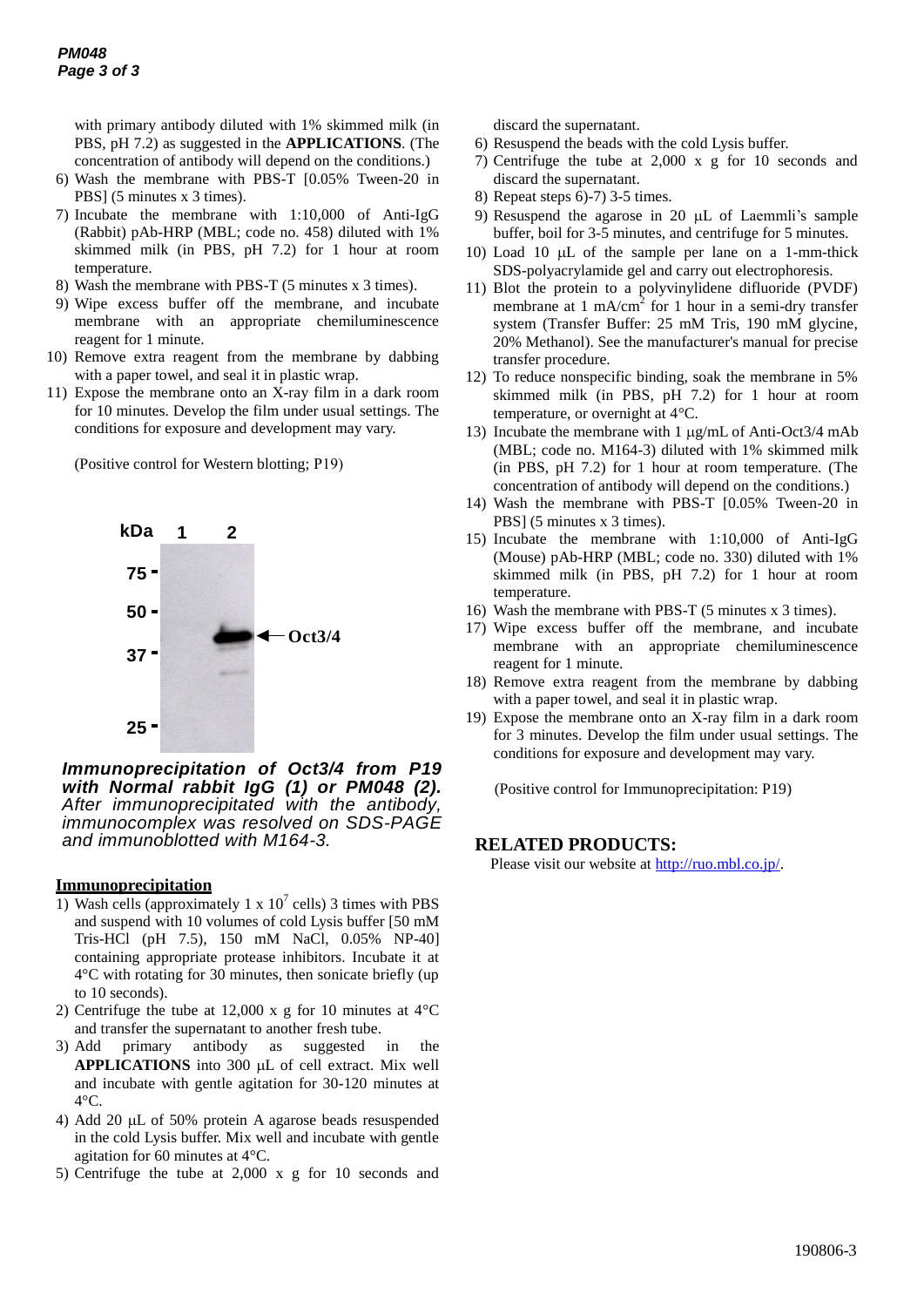with primary antibody diluted with 1% skimmed milk (in PBS, pH 7.2) as suggested in the **APPLICATIONS**. (The concentration of antibody will depend on the conditions.)

6) Wash the membrane with PBS-T [0.05% Tween-20 in PBS] (5 minutes x 3 times).
7) Incubate the membrane with 1:10,000 of Anti-IgG (Rabbit) pAb-HRP (MBL; code no. 458) diluted with 1% skimmed milk (in PBS, pH 7.2) for 1 hour at room temperature.
8) Wash the membrane with PBS-T (5 minutes x 3 times).
9) Wipe excess buffer off the membrane, and incubate membrane with an appropriate chemiluminescence reagent for 1 minute.
10) Remove extra reagent from the membrane by dabbing with a paper towel, and seal it in plastic wrap.
11) Expose the membrane onto an X-ray film in a dark room for 10 minutes. Develop the film under usual settings. The conditions for exposure and development may vary.

(Positive control for Western blotting; P19)

kDa 1 2
75
50
37
25
Oct3/4

***Immunoprecipitation of Oct3/4 from P19 with Normal rabbit IgG (1) or PM048 (2).*** *After immunoprecipitated with the antibody, immunocomplex was resolved on SDS-PAGE and immunoblotted with M164-3.*

## Immunoprecipitation

1) Wash cells (approximately 1 x $10^7$ cells) 3 times with PBS and suspend with 10 volumes of cold Lysis buffer [50 mM Tris-HCl (pH 7.5), 150 mM NaCl, 0.05% NP-40] containing appropriate protease inhibitors. Incubate it at 4°C with rotating for 30 minutes, then sonicate briefly (up to 10 seconds).
2) Centrifuge the tube at 12,000 x g for 10 minutes at 4°C and transfer the supernatant to another fresh tube.
3) Add primary antibody as suggested in the **APPLICATIONS** into 300 μL of cell extract. Mix well and incubate with gentle agitation for 30-120 minutes at 4°C.
4) Add 20 μL of 50% protein A agarose beads resuspended in the cold Lysis buffer. Mix well and incubate with gentle agitation for 60 minutes at 4°C.
5) Centrifuge the tube at 2,000 x g for 10 seconds and discard the supernatant.
6) Resuspend the beads with the cold Lysis buffer.
7) Centrifuge the tube at 2,000 x g for 10 seconds and discard the supernatant.
8) Repeat steps 6)-7) 3-5 times.
9) Resuspend the agarose in 20 μL of Laemmli's sample buffer, boil for 3-5 minutes, and centrifuge for 5 minutes.
10) Load 10 μL of the sample per lane on a 1-mm-thick SDS-polyacrylamide gel and carry out electrophoresis.
11) Blot the protein to a polyvinylidene difluoride (PVDF) membrane at 1 mA/$cm^2$ for 1 hour in a semi-dry transfer system (Transfer Buffer: 25 mM Tris, 190 mM glycine, 20% Methanol). See the manufacturer's manual for precise transfer procedure.
12) To reduce nonspecific binding, soak the membrane in 5% skimmed milk (in PBS, pH 7.2) for 1 hour at room temperature, or overnight at 4°C.
13) Incubate the membrane with 1 μg/mL of Anti-Oct3/4 mAb (MBL; code no. M164-3) diluted with 1% skimmed milk (in PBS, pH 7.2) for 1 hour at room temperature. (The concentration of antibody will depend on the conditions.)
14) Wash the membrane with PBS-T [0.05% Tween-20 in PBS] (5 minutes x 3 times).
15) Incubate the membrane with 1:10,000 of Anti-IgG (Mouse) pAb-HRP (MBL; code no. 330) diluted with 1% skimmed milk (in PBS, pH 7.2) for 1 hour at room temperature.
16) Wash the membrane with PBS-T (5 minutes x 3 times).
17) Wipe excess buffer off the membrane, and incubate membrane with an appropriate chemiluminescence reagent for 1 minute.
18) Remove extra reagent from the membrane by dabbing with a paper towel, and seal it in plastic wrap.
19) Expose the membrane onto an X-ray film in a dark room for 3 minutes. Develop the film under usual settings. The conditions for exposure and development may vary.

(Positive control for Immunoprecipitation: P19)

## RELATED PRODUCTS:

Please visit our website at http://ruo.mbl.co.jp/.

190806-3